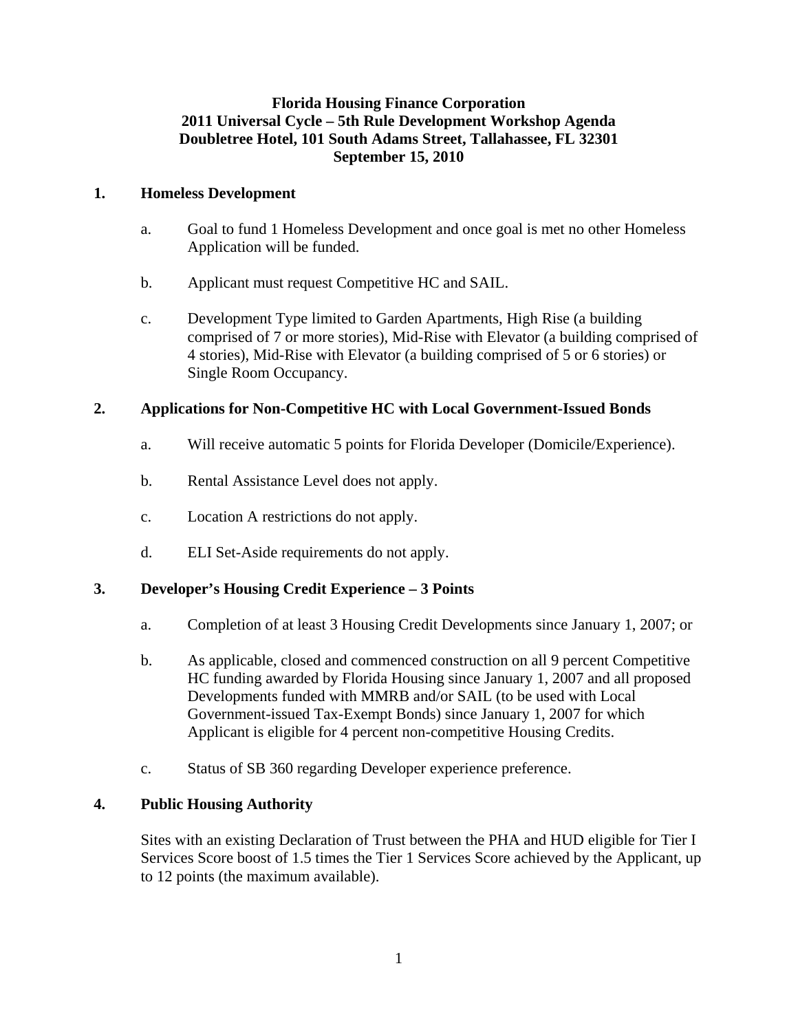**Florida Housing Finance Corporation**
**2011 Universal Cycle – 5th Rule Development Workshop Agenda**
**Doubletree Hotel, 101 South Adams Street, Tallahassee, FL 32301**
**September 15, 2010**

## 1. Homeless Development

a. Goal to fund 1 Homeless Development and once goal is met no other Homeless Application will be funded.

b. Applicant must request Competitive HC and SAIL.

c. Development Type limited to Garden Apartments, High Rise (a building comprised of 7 or more stories), Mid-Rise with Elevator (a building comprised of 4 stories), Mid-Rise with Elevator (a building comprised of 5 or 6 stories) or Single Room Occupancy.

## 2. Applications for Non-Competitive HC with Local Government-Issued Bonds

a. Will receive automatic 5 points for Florida Developer (Domicile/Experience).

b. Rental Assistance Level does not apply.

c. Location A restrictions do not apply.

d. ELI Set-Aside requirements do not apply.

## 3. Developer's Housing Credit Experience – 3 Points

a. Completion of at least 3 Housing Credit Developments since January 1, 2007; or

b. As applicable, closed and commenced construction on all 9 percent Competitive HC funding awarded by Florida Housing since January 1, 2007 and all proposed Developments funded with MMRB and/or SAIL (to be used with Local Government-issued Tax-Exempt Bonds) since January 1, 2007 for which Applicant is eligible for 4 percent non-competitive Housing Credits.

c. Status of SB 360 regarding Developer experience preference.

## 4. Public Housing Authority

Sites with an existing Declaration of Trust between the PHA and HUD eligible for Tier I Services Score boost of 1.5 times the Tier 1 Services Score achieved by the Applicant, up to 12 points (the maximum available).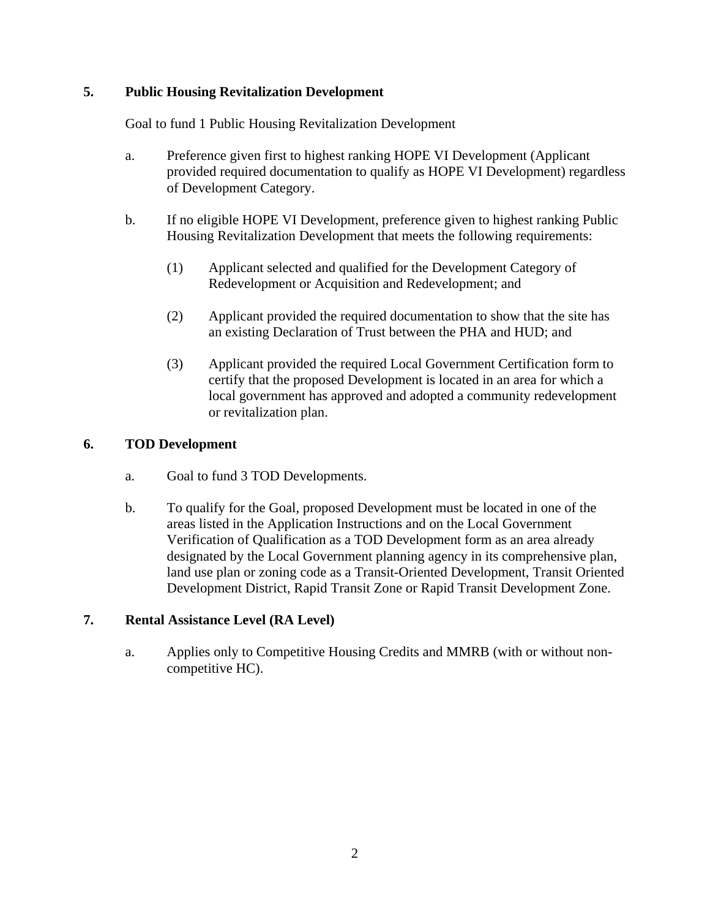## 5. Public Housing Revitalization Development

Goal to fund 1 Public Housing Revitalization Development

a. Preference given first to highest ranking HOPE VI Development (Applicant provided required documentation to qualify as HOPE VI Development) regardless of Development Category.

b. If no eligible HOPE VI Development, preference given to highest ranking Public Housing Revitalization Development that meets the following requirements:

   (1) Applicant selected and qualified for the Development Category of Redevelopment or Acquisition and Redevelopment; and

   (2) Applicant provided the required documentation to show that the site has an existing Declaration of Trust between the PHA and HUD; and

   (3) Applicant provided the required Local Government Certification form to certify that the proposed Development is located in an area for which a local government has approved and adopted a community redevelopment or revitalization plan.

## 6. TOD Development

a. Goal to fund 3 TOD Developments.

b. To qualify for the Goal, proposed Development must be located in one of the areas listed in the Application Instructions and on the Local Government Verification of Qualification as a TOD Development form as an area already designated by the Local Government planning agency in its comprehensive plan, land use plan or zoning code as a Transit-Oriented Development, Transit Oriented Development District, Rapid Transit Zone or Rapid Transit Development Zone.

## 7. Rental Assistance Level (RA Level)

a. Applies only to Competitive Housing Credits and MMRB (with or without non-competitive HC).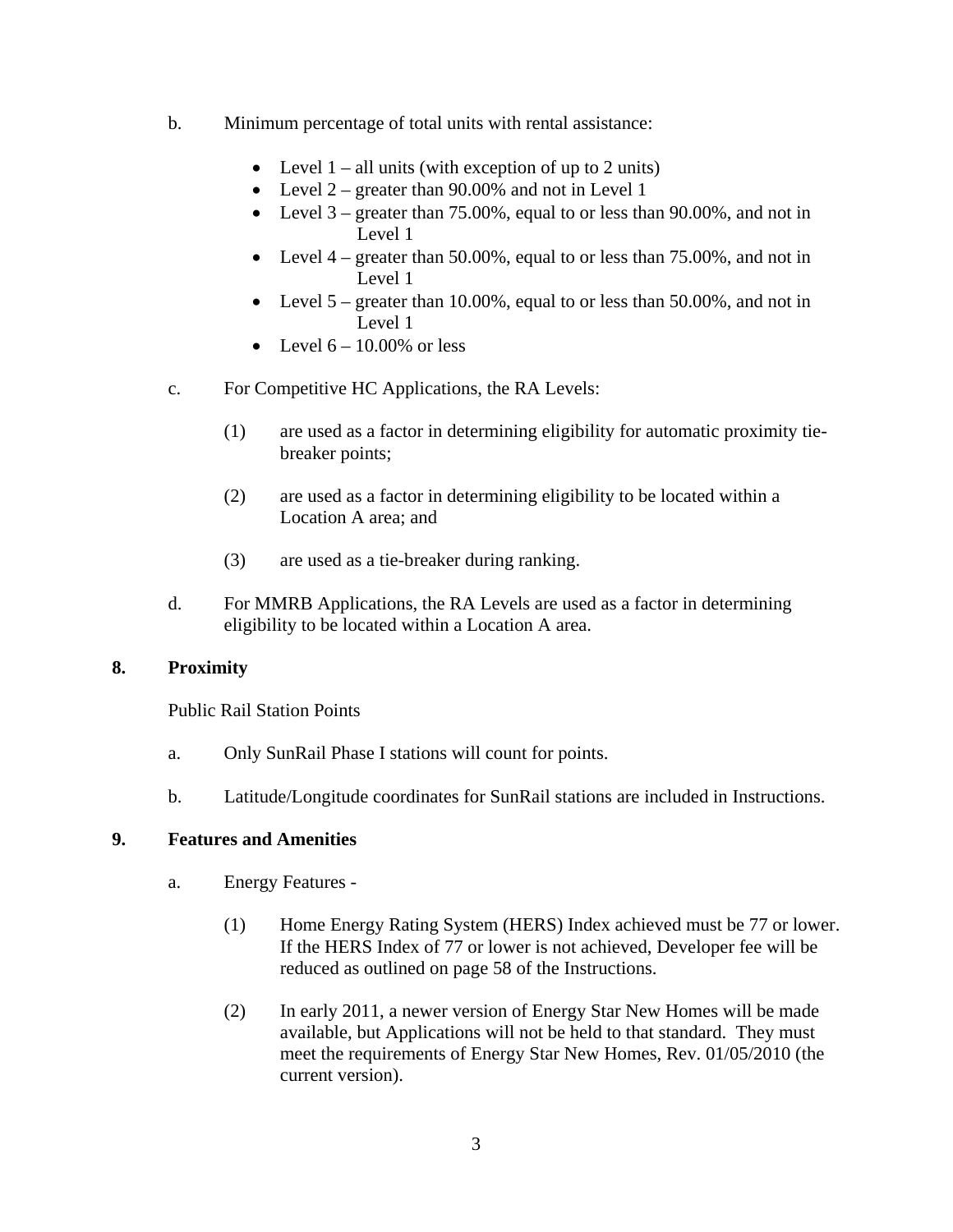b. Minimum percentage of total units with rental assistance:

- Level 1 – all units (with exception of up to 2 units)
- Level 2 – greater than 90.00% and not in Level 1
- Level 3 – greater than 75.00%, equal to or less than 90.00%, and not in Level 1
- Level 4 – greater than 50.00%, equal to or less than 75.00%, and not in Level 1
- Level 5 – greater than 10.00%, equal to or less than 50.00%, and not in Level 1
- Level 6 – 10.00% or less

c. For Competitive HC Applications, the RA Levels:

(1) are used as a factor in determining eligibility for automatic proximity tie-breaker points;

(2) are used as a factor in determining eligibility to be located within a Location A area; and

(3) are used as a tie-breaker during ranking.

d. For MMRB Applications, the RA Levels are used as a factor in determining eligibility to be located within a Location A area.

**8. Proximity**

Public Rail Station Points

a. Only SunRail Phase I stations will count for points.

b. Latitude/Longitude coordinates for SunRail stations are included in Instructions.

**9. Features and Amenities**

a. Energy Features -

(1) Home Energy Rating System (HERS) Index achieved must be 77 or lower. If the HERS Index of 77 or lower is not achieved, Developer fee will be reduced as outlined on page 58 of the Instructions.

(2) In early 2011, a newer version of Energy Star New Homes will be made available, but Applications will not be held to that standard. They must meet the requirements of Energy Star New Homes, Rev. 01/05/2010 (the current version).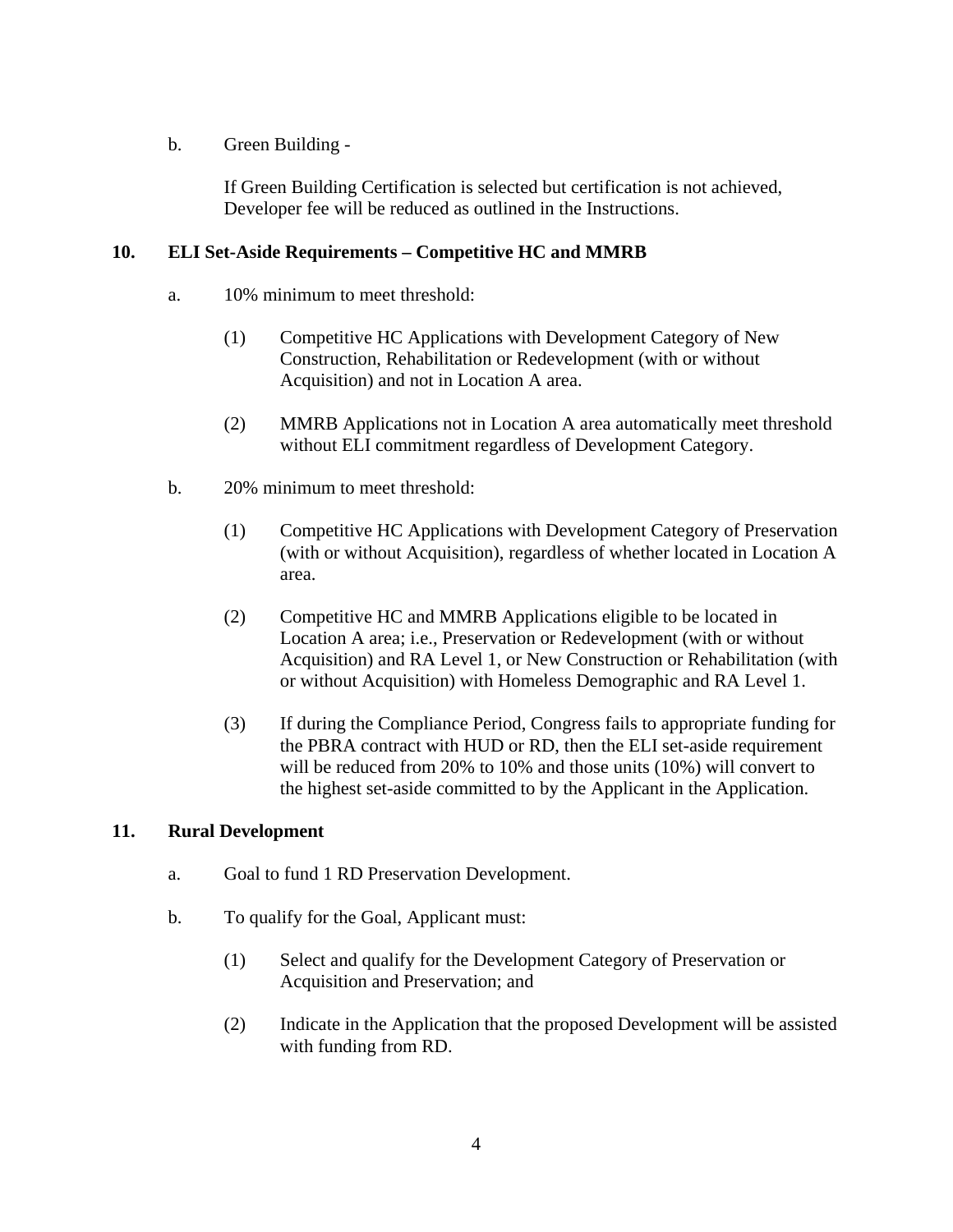b. Green Building -

If Green Building Certification is selected but certification is not achieved, Developer fee will be reduced as outlined in the Instructions.

**10. ELI Set-Aside Requirements – Competitive HC and MMRB**

a. 10% minimum to meet threshold:

(1) Competitive HC Applications with Development Category of New Construction, Rehabilitation or Redevelopment (with or without Acquisition) and not in Location A area.

(2) MMRB Applications not in Location A area automatically meet threshold without ELI commitment regardless of Development Category.

b. 20% minimum to meet threshold:

(1) Competitive HC Applications with Development Category of Preservation (with or without Acquisition), regardless of whether located in Location A area.

(2) Competitive HC and MMRB Applications eligible to be located in Location A area; i.e., Preservation or Redevelopment (with or without Acquisition) and RA Level 1, or New Construction or Rehabilitation (with or without Acquisition) with Homeless Demographic and RA Level 1.

(3) If during the Compliance Period, Congress fails to appropriate funding for the PBRA contract with HUD or RD, then the ELI set-aside requirement will be reduced from 20% to 10% and those units (10%) will convert to the highest set-aside committed to by the Applicant in the Application.

**11. Rural Development**

a. Goal to fund 1 RD Preservation Development.

b. To qualify for the Goal, Applicant must:

(1) Select and qualify for the Development Category of Preservation or Acquisition and Preservation; and

(2) Indicate in the Application that the proposed Development will be assisted with funding from RD.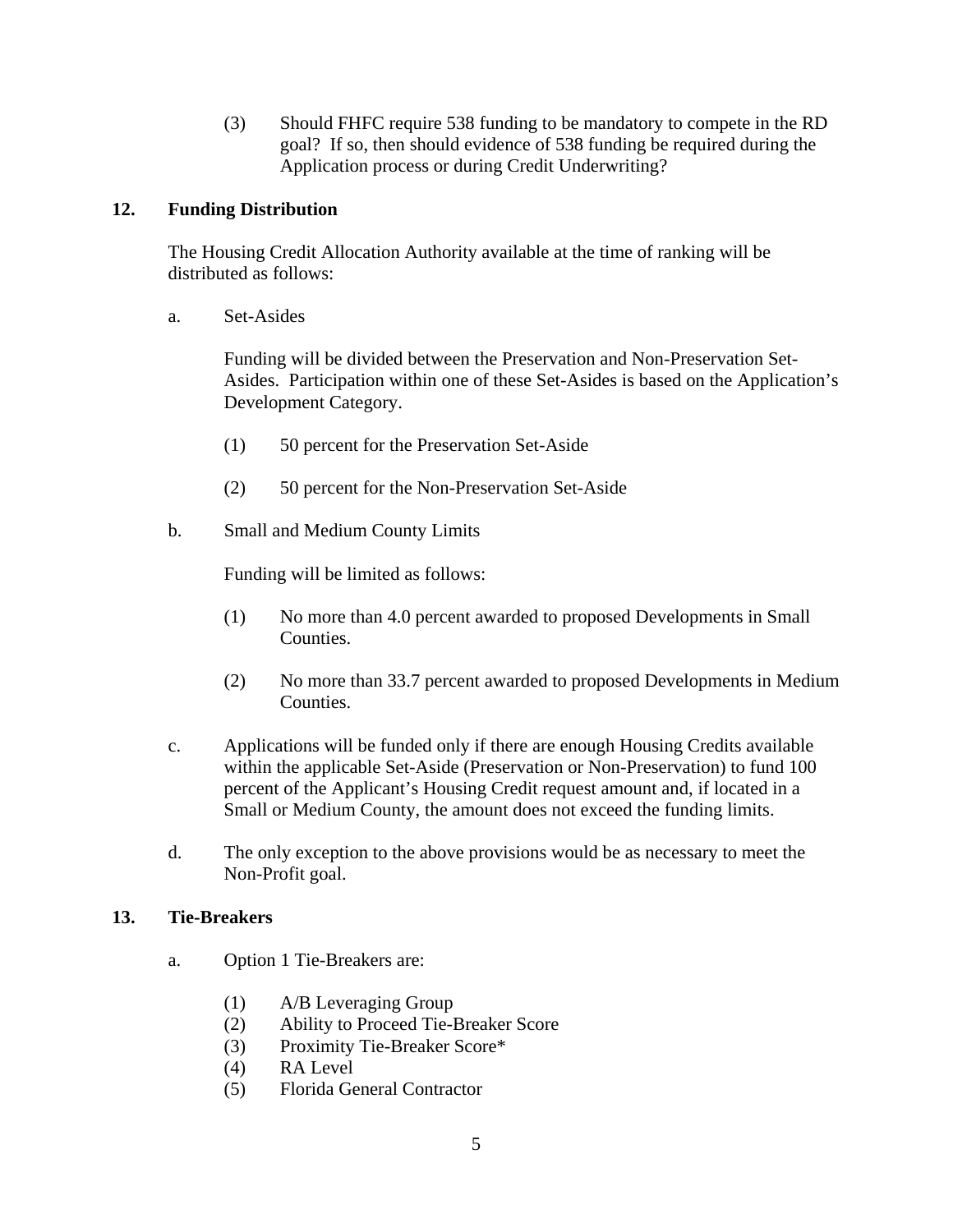(3) Should FHFC require 538 funding to be mandatory to compete in the RD goal? If so, then should evidence of 538 funding be required during the Application process or during Credit Underwriting?

## 12. Funding Distribution

The Housing Credit Allocation Authority available at the time of ranking will be distributed as follows:

a. Set-Asides

Funding will be divided between the Preservation and Non-Preservation Set-Asides. Participation within one of these Set-Asides is based on the Application's Development Category.

(1) 50 percent for the Preservation Set-Aside

(2) 50 percent for the Non-Preservation Set-Aside

b. Small and Medium County Limits

Funding will be limited as follows:

(1) No more than 4.0 percent awarded to proposed Developments in Small Counties.

(2) No more than 33.7 percent awarded to proposed Developments in Medium Counties.

c. Applications will be funded only if there are enough Housing Credits available within the applicable Set-Aside (Preservation or Non-Preservation) to fund 100 percent of the Applicant's Housing Credit request amount and, if located in a Small or Medium County, the amount does not exceed the funding limits.

d. The only exception to the above provisions would be as necessary to meet the Non-Profit goal.

## 13. Tie-Breakers

a. Option 1 Tie-Breakers are:

(1) A/B Leveraging Group
(2) Ability to Proceed Tie-Breaker Score
(3) Proximity Tie-Breaker Score*
(4) RA Level
(5) Florida General Contractor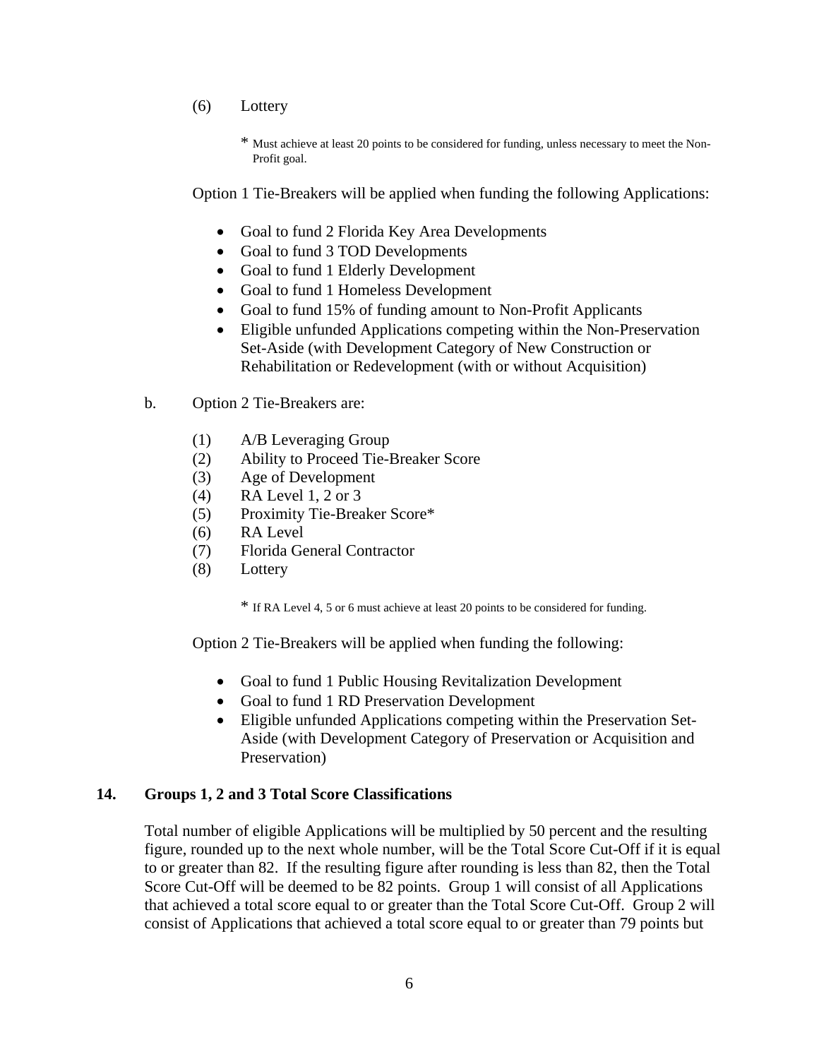(6) Lottery

\* Must achieve at least 20 points to be considered for funding, unless necessary to meet the Non-Profit goal.

Option 1 Tie-Breakers will be applied when funding the following Applications:

- Goal to fund 2 Florida Key Area Developments
- Goal to fund 3 TOD Developments
- Goal to fund 1 Elderly Development
- Goal to fund 1 Homeless Development
- Goal to fund 15% of funding amount to Non-Profit Applicants
- Eligible unfunded Applications competing within the Non-Preservation Set-Aside (with Development Category of New Construction or Rehabilitation or Redevelopment (with or without Acquisition)

b. Option 2 Tie-Breakers are:

(1) A/B Leveraging Group
(2) Ability to Proceed Tie-Breaker Score
(3) Age of Development
(4) RA Level 1, 2 or 3
(5) Proximity Tie-Breaker Score*
(6) RA Level
(7) Florida General Contractor
(8) Lottery

\* If RA Level 4, 5 or 6 must achieve at least 20 points to be considered for funding.

Option 2 Tie-Breakers will be applied when funding the following:

- Goal to fund 1 Public Housing Revitalization Development
- Goal to fund 1 RD Preservation Development
- Eligible unfunded Applications competing within the Preservation Set-Aside (with Development Category of Preservation or Acquisition and Preservation)

## 14. Groups 1, 2 and 3 Total Score Classifications

Total number of eligible Applications will be multiplied by 50 percent and the resulting figure, rounded up to the next whole number, will be the Total Score Cut-Off if it is equal to or greater than 82. If the resulting figure after rounding is less than 82, then the Total Score Cut-Off will be deemed to be 82 points. Group 1 will consist of all Applications that achieved a total score equal to or greater than the Total Score Cut-Off. Group 2 will consist of Applications that achieved a total score equal to or greater than 79 points but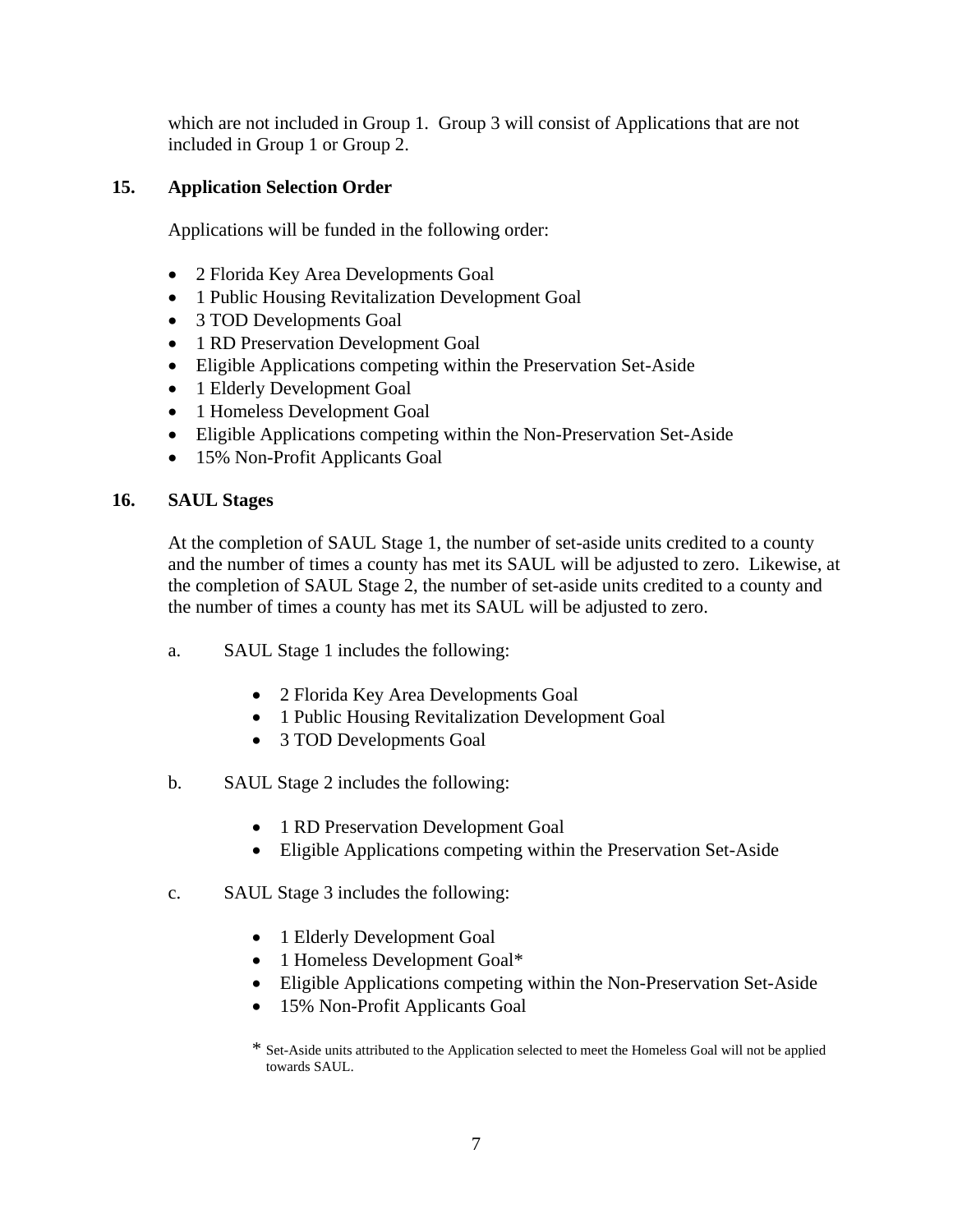which are not included in Group 1. Group 3 will consist of Applications that are not included in Group 1 or Group 2.

**15. Application Selection Order**

Applications will be funded in the following order:

- 2 Florida Key Area Developments Goal
- 1 Public Housing Revitalization Development Goal
- 3 TOD Developments Goal
- 1 RD Preservation Development Goal
- Eligible Applications competing within the Preservation Set-Aside
- 1 Elderly Development Goal
- 1 Homeless Development Goal
- Eligible Applications competing within the Non-Preservation Set-Aside
- 15% Non-Profit Applicants Goal

**16. SAUL Stages**

At the completion of SAUL Stage 1, the number of set-aside units credited to a county and the number of times a county has met its SAUL will be adjusted to zero. Likewise, at the completion of SAUL Stage 2, the number of set-aside units credited to a county and the number of times a county has met its SAUL will be adjusted to zero.

a. SAUL Stage 1 includes the following:

- 2 Florida Key Area Developments Goal
- 1 Public Housing Revitalization Development Goal
- 3 TOD Developments Goal

b. SAUL Stage 2 includes the following:

- 1 RD Preservation Development Goal
- Eligible Applications competing within the Preservation Set-Aside

c. SAUL Stage 3 includes the following:

- 1 Elderly Development Goal
- 1 Homeless Development Goal*
- Eligible Applications competing within the Non-Preservation Set-Aside
- 15% Non-Profit Applicants Goal

\* Set-Aside units attributed to the Application selected to meet the Homeless Goal will not be applied towards SAUL.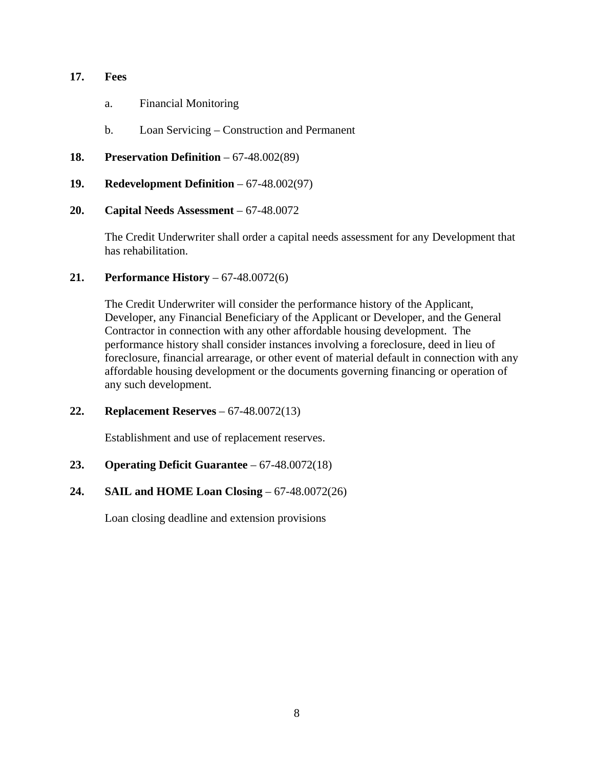**17. Fees**

a. Financial Monitoring

b. Loan Servicing – Construction and Permanent

**18. Preservation Definition** – 67-48.002(89)

**19. Redevelopment Definition** – 67-48.002(97)

**20. Capital Needs Assessment** – 67-48.0072

The Credit Underwriter shall order a capital needs assessment for any Development that has rehabilitation.

**21. Performance History** – 67-48.0072(6)

The Credit Underwriter will consider the performance history of the Applicant, Developer, any Financial Beneficiary of the Applicant or Developer, and the General Contractor in connection with any other affordable housing development. The performance history shall consider instances involving a foreclosure, deed in lieu of foreclosure, financial arrearage, or other event of material default in connection with any affordable housing development or the documents governing financing or operation of any such development.

**22. Replacement Reserves** – 67-48.0072(13)

Establishment and use of replacement reserves.

**23. Operating Deficit Guarantee** – 67-48.0072(18)

**24. SAIL and HOME Loan Closing** – 67-48.0072(26)

Loan closing deadline and extension provisions